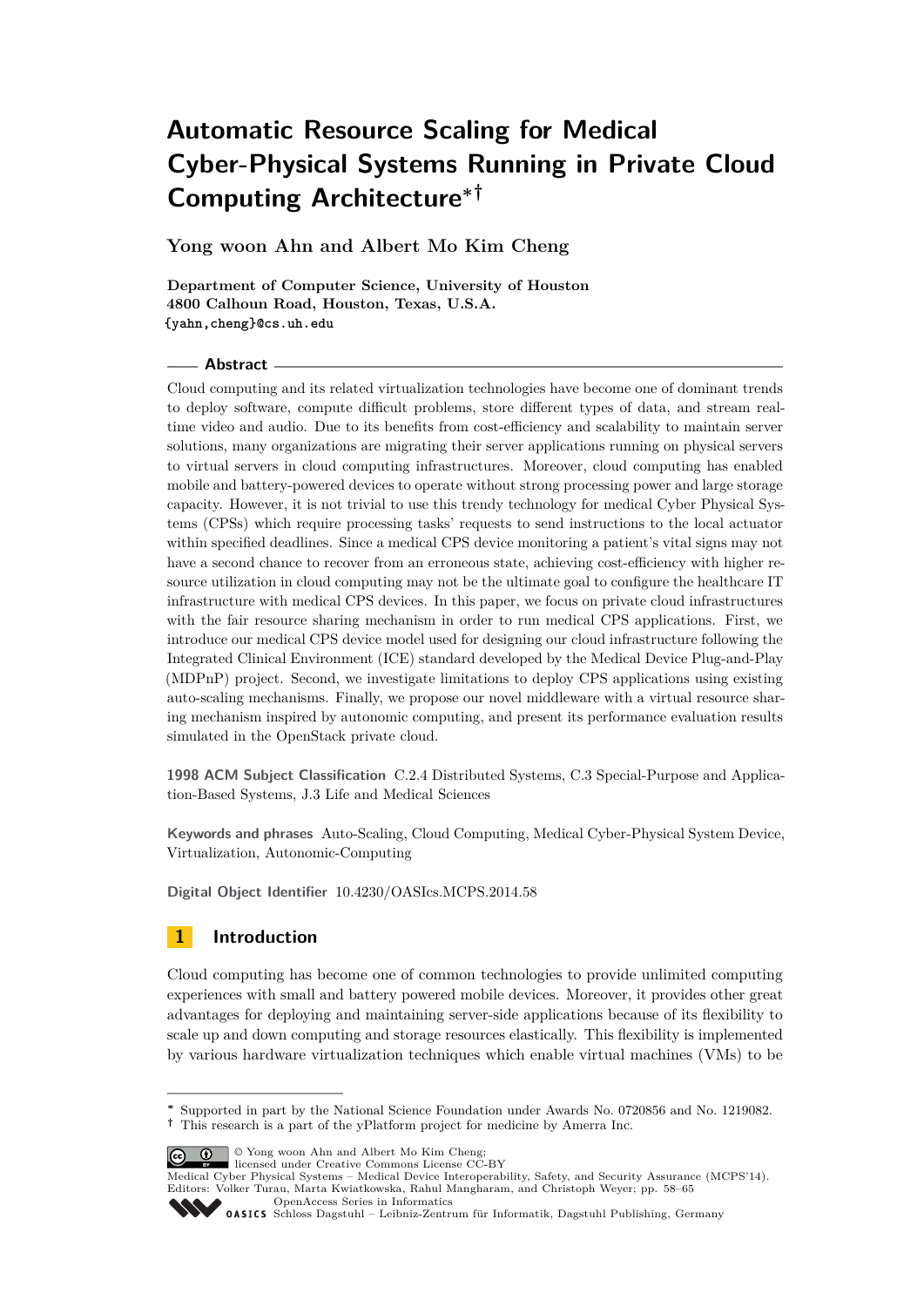# Automatic Resource Scaling for Medical Cyber-Physical Systems Running in Private Cloud Computing Architecture*†

**Yong woon Ahn and Albert Mo Kim Cheng**

**Department of Computer Science, University of Houston**
**4800 Calhoun Road, Houston, Texas, U.S.A.**
{yahn,cheng}@cs.uh.edu

## Abstract

Cloud computing and its related virtualization technologies have become one of dominant trends to deploy software, compute difficult problems, store different types of data, and stream real-time video and audio. Due to its benefits from cost-efficiency and scalability to maintain server solutions, many organizations are migrating their server applications running on physical servers to virtual servers in cloud computing infrastructures. Moreover, cloud computing has enabled mobile and battery-powered devices to operate without strong processing power and large storage capacity. However, it is not trivial to use this trendy technology for medical Cyber Physical Systems (CPSs) which require processing tasks' requests to send instructions to the local actuator within specified deadlines. Since a medical CPS device monitoring a patient's vital signs may not have a second chance to recover from an erroneous state, achieving cost-efficiency with higher resource utilization in cloud computing may not be the ultimate goal to configure the healthcare IT infrastructure with medical CPS devices. In this paper, we focus on private cloud infrastructures with the fair resource sharing mechanism in order to run medical CPS applications. First, we introduce our medical CPS device model used for designing our cloud infrastructure following the Integrated Clinical Environment (ICE) standard developed by the Medical Device Plug-and-Play (MDPnP) project. Second, we investigate limitations to deploy CPS applications using existing auto-scaling mechanisms. Finally, we propose our novel middleware with a virtual resource sharing mechanism inspired by autonomic computing, and present its performance evaluation results simulated in the OpenStack private cloud.

**1998 ACM Subject Classification** C.2.4 Distributed Systems, C.3 Special-Purpose and Application-Based Systems, J.3 Life and Medical Sciences

**Keywords and phrases** Auto-Scaling, Cloud Computing, Medical Cyber-Physical System Device, Virtualization, Autonomic-Computing

**Digital Object Identifier** 10.4230/OASIcs.MCPS.2014.58

## 1 Introduction

Cloud computing has become one of common technologies to provide unlimited computing experiences with small and battery powered mobile devices. Moreover, it provides other great advantages for deploying and maintaining server-side applications because of its flexibility to scale up and down computing and storage resources elastically. This flexibility is implemented by various hardware virtualization techniques which enable virtual machines (VMs) to be

---

* Supported in part by the National Science Foundation under Awards No. 0720856 and No. 1219082.
† This research is a part of the yPlatform project for medicine by Amerra Inc.

© Yong woon Ahn and Albert Mo Kim Cheng;
licensed under Creative Commons License CC-BY
Medical Cyber Physical Systems – Medical Device Interoperability, Safety, and Security Assurance (MCPS'14).
Editors: Volker Turau, Marta Kwiatkowska, Rahul Mangharam, and Christoph Weyer; pp. 58–65
OpenAccess Series in Informatics
Schloss Dagstuhl – Leibniz-Zentrum für Informatik, Dagstuhl Publishing, Germany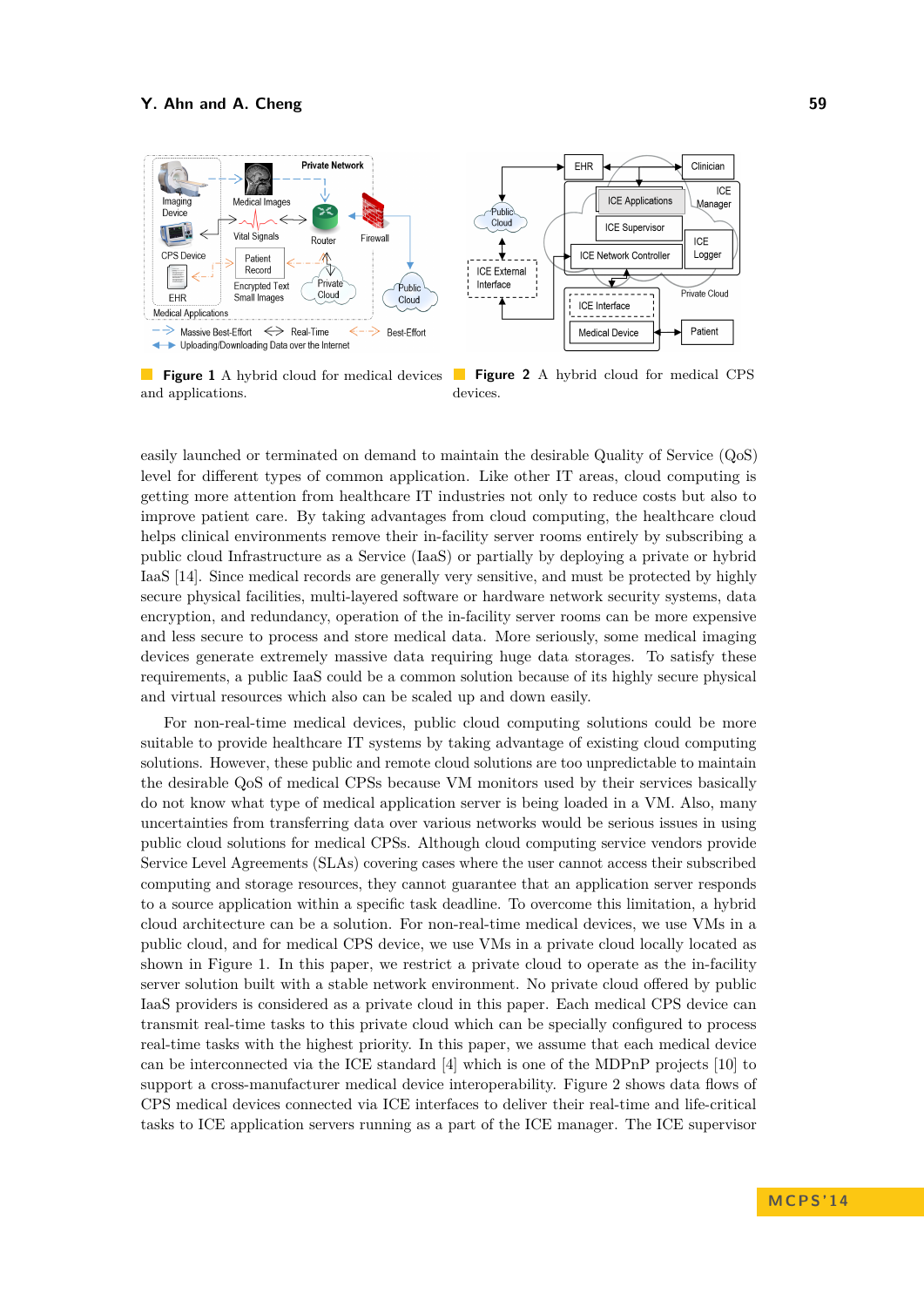**Figure 1** A hybrid cloud for medical devices and applications.

**Figure 2** A hybrid cloud for medical CPS devices.

easily launched or terminated on demand to maintain the desirable Quality of Service (QoS) level for different types of common application. Like other IT areas, cloud computing is getting more attention from healthcare IT industries not only to reduce costs but also to improve patient care. By taking advantages from cloud computing, the healthcare cloud helps clinical environments remove their in-facility server rooms entirely by subscribing a public cloud Infrastructure as a Service (IaaS) or partially by deploying a private or hybrid IaaS [14]. Since medical records are generally very sensitive, and must be protected by highly secure physical facilities, multi-layered software or hardware network security systems, data encryption, and redundancy, operation of the in-facility server rooms can be more expensive and less secure to process and store medical data. More seriously, some medical imaging devices generate extremely massive data requiring huge data storages. To satisfy these requirements, a public IaaS could be a common solution because of its highly secure physical and virtual resources which also can be scaled up and down easily.

For non-real-time medical devices, public cloud computing solutions could be more suitable to provide healthcare IT systems by taking advantage of existing cloud computing solutions. However, these public and remote cloud solutions are too unpredictable to maintain the desirable QoS of medical CPSs because VM monitors used by their services basically do not know what type of medical application server is being loaded in a VM. Also, many uncertainties from transferring data over various networks would be serious issues in using public cloud solutions for medical CPSs. Although cloud computing service vendors provide Service Level Agreements (SLAs) covering cases where the user cannot access their subscribed computing and storage resources, they cannot guarantee that an application server responds to a source application within a specific task deadline. To overcome this limitation, a hybrid cloud architecture can be a solution. For non-real-time medical devices, we use VMs in a public cloud, and for medical CPS device, we use VMs in a private cloud locally located as shown in Figure 1. In this paper, we restrict a private cloud to operate as the in-facility server solution built with a stable network environment. No private cloud offered by public IaaS providers is considered as a private cloud in this paper. Each medical CPS device can transmit real-time tasks to this private cloud which can be specially configured to process real-time tasks with the highest priority. In this paper, we assume that each medical device can be interconnected via the ICE standard [4] which is one of the MDPnP projects [10] to support a cross-manufacturer medical device interoperability. Figure 2 shows data flows of CPS medical devices connected via ICE interfaces to deliver their real-time and life-critical tasks to ICE application servers running as a part of the ICE manager. The ICE supervisor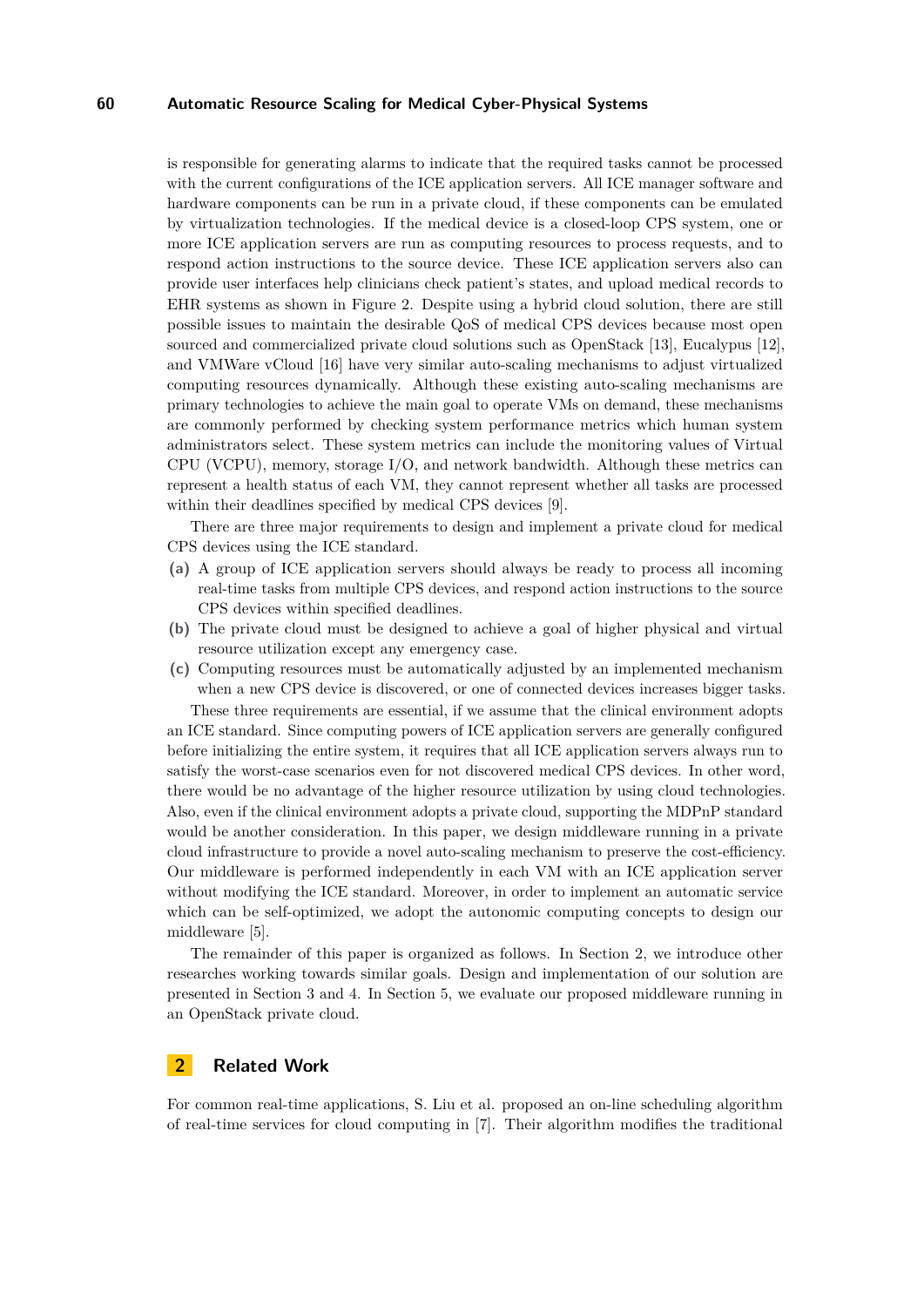is responsible for generating alarms to indicate that the required tasks cannot be processed with the current configurations of the ICE application servers. All ICE manager software and hardware components can be run in a private cloud, if these components can be emulated by virtualization technologies. If the medical device is a closed-loop CPS system, one or more ICE application servers are run as computing resources to process requests, and to respond action instructions to the source device. These ICE application servers also can provide user interfaces help clinicians check patient's states, and upload medical records to EHR systems as shown in Figure 2. Despite using a hybrid cloud solution, there are still possible issues to maintain the desirable QoS of medical CPS devices because most open sourced and commercialized private cloud solutions such as OpenStack [13], Eucalypus [12], and VMWare vCloud [16] have very similar auto-scaling mechanisms to adjust virtualized computing resources dynamically. Although these existing auto-scaling mechanisms are primary technologies to achieve the main goal to operate VMs on demand, these mechanisms are commonly performed by checking system performance metrics which human system administrators select. These system metrics can include the monitoring values of Virtual CPU (VCPU), memory, storage I/O, and network bandwidth. Although these metrics can represent a health status of each VM, they cannot represent whether all tasks are processed within their deadlines specified by medical CPS devices [9].

There are three major requirements to design and implement a private cloud for medical CPS devices using the ICE standard.

- **(a)** A group of ICE application servers should always be ready to process all incoming real-time tasks from multiple CPS devices, and respond action instructions to the source CPS devices within specified deadlines.
- **(b)** The private cloud must be designed to achieve a goal of higher physical and virtual resource utilization except any emergency case.
- **(c)** Computing resources must be automatically adjusted by an implemented mechanism when a new CPS device is discovered, or one of connected devices increases bigger tasks.

These three requirements are essential, if we assume that the clinical environment adopts an ICE standard. Since computing powers of ICE application servers are generally configured before initializing the entire system, it requires that all ICE application servers always run to satisfy the worst-case scenarios even for not discovered medical CPS devices. In other word, there would be no advantage of the higher resource utilization by using cloud technologies. Also, even if the clinical environment adopts a private cloud, supporting the MDPnP standard would be another consideration. In this paper, we design middleware running in a private cloud infrastructure to provide a novel auto-scaling mechanism to preserve the cost-efficiency. Our middleware is performed independently in each VM with an ICE application server without modifying the ICE standard. Moreover, in order to implement an automatic service which can be self-optimized, we adopt the autonomic computing concepts to design our middleware [5].

The remainder of this paper is organized as follows. In Section 2, we introduce other researches working towards similar goals. Design and implementation of our solution are presented in Section 3 and 4. In Section 5, we evaluate our proposed middleware running in an OpenStack private cloud.

## 2 Related Work

For common real-time applications, S. Liu et al. proposed an on-line scheduling algorithm of real-time services for cloud computing in [7]. Their algorithm modifies the traditional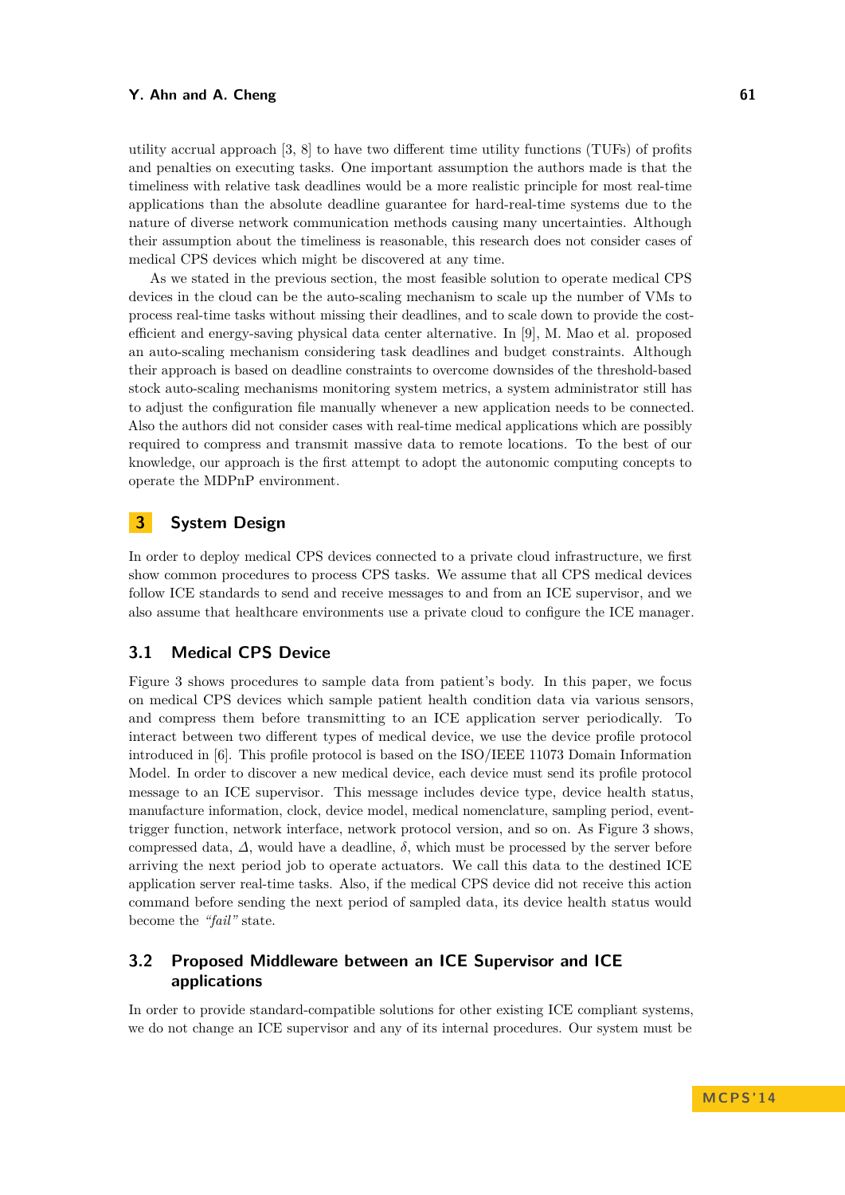utility accrual approach [3, 8] to have two different time utility functions (TUFs) of profits and penalties on executing tasks. One important assumption the authors made is that the timeliness with relative task deadlines would be a more realistic principle for most real-time applications than the absolute deadline guarantee for hard-real-time systems due to the nature of diverse network communication methods causing many uncertainties. Although their assumption about the timeliness is reasonable, this research does not consider cases of medical CPS devices which might be discovered at any time.

As we stated in the previous section, the most feasible solution to operate medical CPS devices in the cloud can be the auto-scaling mechanism to scale up the number of VMs to process real-time tasks without missing their deadlines, and to scale down to provide the cost-efficient and energy-saving physical data center alternative. In [9], M. Mao et al. proposed an auto-scaling mechanism considering task deadlines and budget constraints. Although their approach is based on deadline constraints to overcome downsides of the threshold-based stock auto-scaling mechanisms monitoring system metrics, a system administrator still has to adjust the configuration file manually whenever a new application needs to be connected. Also the authors did not consider cases with real-time medical applications which are possibly required to compress and transmit massive data to remote locations. To the best of our knowledge, our approach is the first attempt to adopt the autonomic computing concepts to operate the MDPnP environment.

## 3 System Design

In order to deploy medical CPS devices connected to a private cloud infrastructure, we first show common procedures to process CPS tasks. We assume that all CPS medical devices follow ICE standards to send and receive messages to and from an ICE supervisor, and we also assume that healthcare environments use a private cloud to configure the ICE manager.

### 3.1 Medical CPS Device

Figure 3 shows procedures to sample data from patient's body. In this paper, we focus on medical CPS devices which sample patient health condition data via various sensors, and compress them before transmitting to an ICE application server periodically. To interact between two different types of medical device, we use the device profile protocol introduced in [6]. This profile protocol is based on the ISO/IEEE 11073 Domain Information Model. In order to discover a new medical device, each device must send its profile protocol message to an ICE supervisor. This message includes device type, device health status, manufacture information, clock, device model, medical nomenclature, sampling period, event-trigger function, network interface, network protocol version, and so on. As Figure 3 shows, compressed data, $\Delta$, would have a deadline, $\delta$, which must be processed by the server before arriving the next period job to operate actuators. We call this data to the destined ICE application server real-time tasks. Also, if the medical CPS device did not receive this action command before sending the next period of sampled data, its device health status would become the *"fail"* state.

### 3.2 Proposed Middleware between an ICE Supervisor and ICE applications

In order to provide standard-compatible solutions for other existing ICE compliant systems, we do not change an ICE supervisor and any of its internal procedures. Our system must be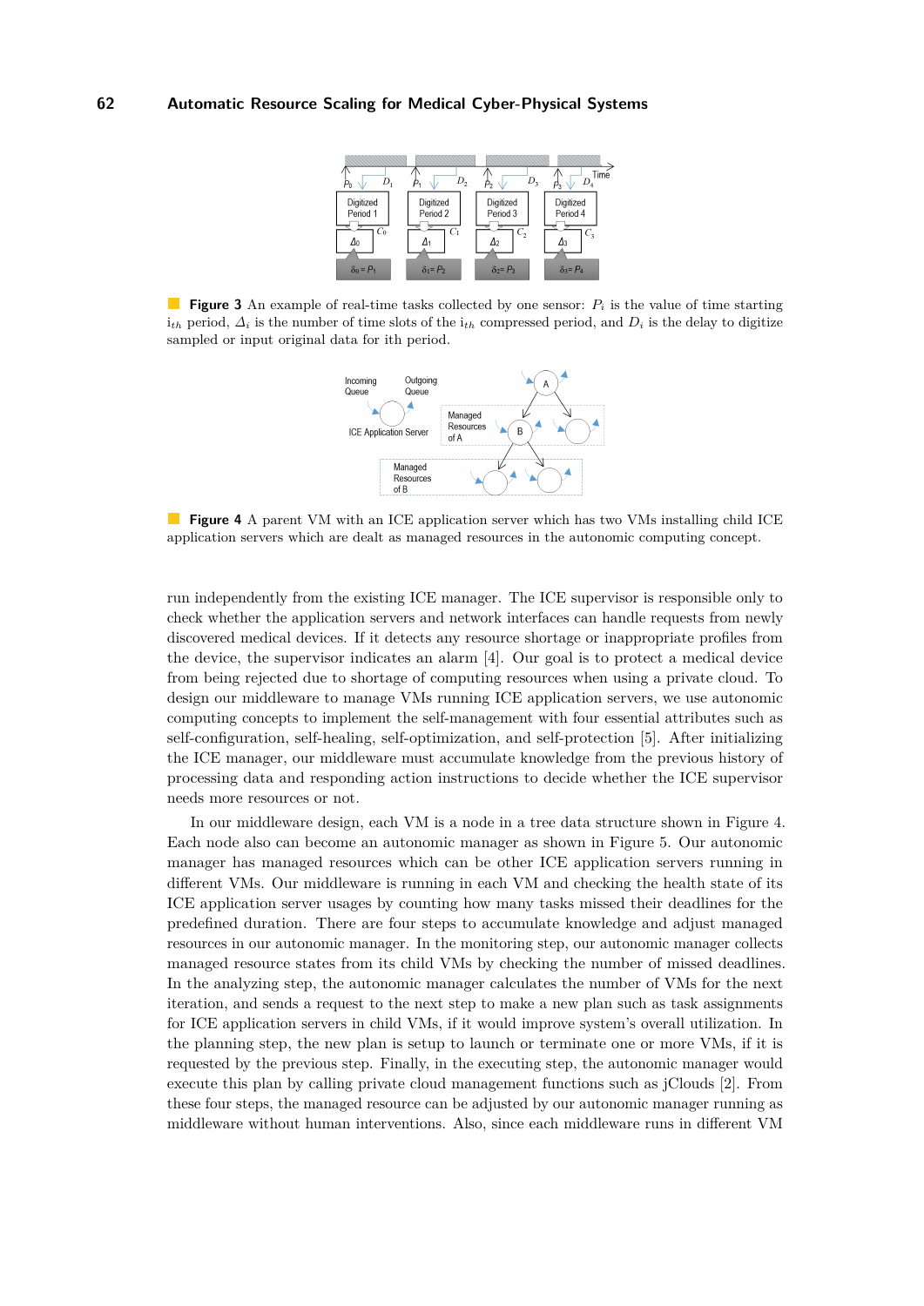**Figure 3** An example of real-time tasks collected by one sensor: $P_i$ is the value of time starting $i_{th}$ period, $\Delta_i$ is the number of time slots of the $i_{th}$ compressed period, and $D_i$ is the delay to digitize sampled or input original data for ith period.

**Figure 4** A parent VM with an ICE application server which has two VMs installing child ICE application servers which are dealt as managed resources in the autonomic computing concept.

run independently from the existing ICE manager. The ICE supervisor is responsible only to check whether the application servers and network interfaces can handle requests from newly discovered medical devices. If it detects any resource shortage or inappropriate profiles from the device, the supervisor indicates an alarm [4]. Our goal is to protect a medical device from being rejected due to shortage of computing resources when using a private cloud. To design our middleware to manage VMs running ICE application servers, we use autonomic computing concepts to implement the self-management with four essential attributes such as self-configuration, self-healing, self-optimization, and self-protection [5]. After initializing the ICE manager, our middleware must accumulate knowledge from the previous history of processing data and responding action instructions to decide whether the ICE supervisor needs more resources or not.

In our middleware design, each VM is a node in a tree data structure shown in Figure 4. Each node also can become an autonomic manager as shown in Figure 5. Our autonomic manager has managed resources which can be other ICE application servers running in different VMs. Our middleware is running in each VM and checking the health state of its ICE application server usages by counting how many tasks missed their deadlines for the predefined duration. There are four steps to accumulate knowledge and adjust managed resources in our autonomic manager. In the monitoring step, our autonomic manager collects managed resource states from its child VMs by checking the number of missed deadlines. In the analyzing step, the autonomic manager calculates the number of VMs for the next iteration, and sends a request to the next step to make a new plan such as task assignments for ICE application servers in child VMs, if it would improve system's overall utilization. In the planning step, the new plan is setup to launch or terminate one or more VMs, if it is requested by the previous step. Finally, in the executing step, the autonomic manager would execute this plan by calling private cloud management functions such as jClouds [2]. From these four steps, the managed resource can be adjusted by our autonomic manager running as middleware without human interventions. Also, since each middleware runs in different VM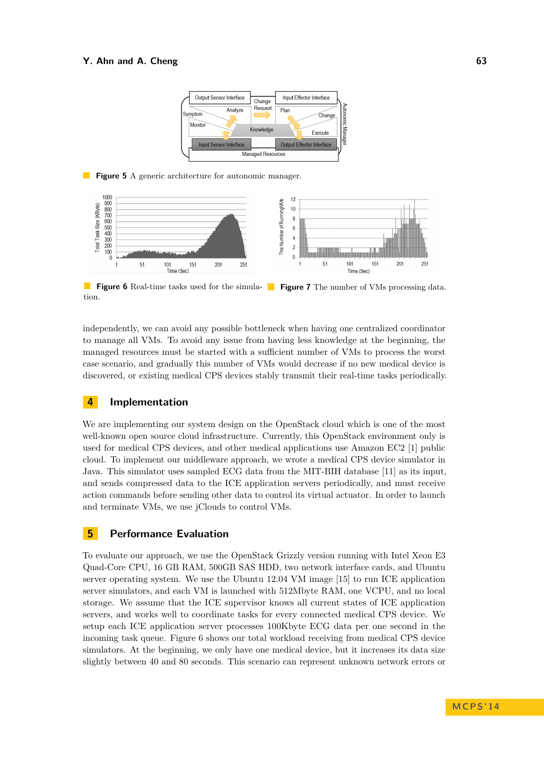**Figure 5** A generic architecture for autonomic manager.

**Figure 6** Real-time tasks used for the simulation.

**Figure 7** The number of VMs processing data.

independently, we can avoid any possible bottleneck when having one centralized coordinator to manage all VMs. To avoid any issue from having less knowledge at the beginning, the managed resources must be started with a sufficient number of VMs to process the worst case scenario, and gradually this number of VMs would decrease if no new medical device is discovered, or existing medical CPS devices stably transmit their real-time tasks periodically.

## 4 Implementation

We are implementing our system design on the OpenStack cloud which is one of the most well-known open source cloud infrastructure. Currently, this OpenStack environment only is used for medical CPS devices, and other medical applications use Amazon EC2 [1] public cloud. To implement our middleware approach, we wrote a medical CPS device simulator in Java. This simulator uses sampled ECG data from the MIT-BIH database [11] as its input, and sends compressed data to the ICE application servers periodically, and must receive action commands before sending other data to control its virtual actuator. In order to launch and terminate VMs, we use jClouds to control VMs.

## 5 Performance Evaluation

To evaluate our approach, we use the OpenStack Grizzly version running with Intel Xeon E3 Quad-Core CPU, 16 GB RAM, 500GB SAS HDD, two network interface cards, and Ubuntu server operating system. We use the Ubuntu 12.04 VM image [15] to run ICE application server simulators, and each VM is launched with 512Mbyte RAM, one VCPU, and no local storage. We assume that the ICE supervisor knows all current states of ICE application servers, and works well to coordinate tasks for every connected medical CPS device. We setup each ICE application server processes 100Kbyte ECG data per one second in the incoming task queue. Figure 6 shows our total workload receiving from medical CPS device simulators. At the beginning, we only have one medical device, but it increases its data size slightly between 40 and 80 seconds. This scenario can represent unknown network errors or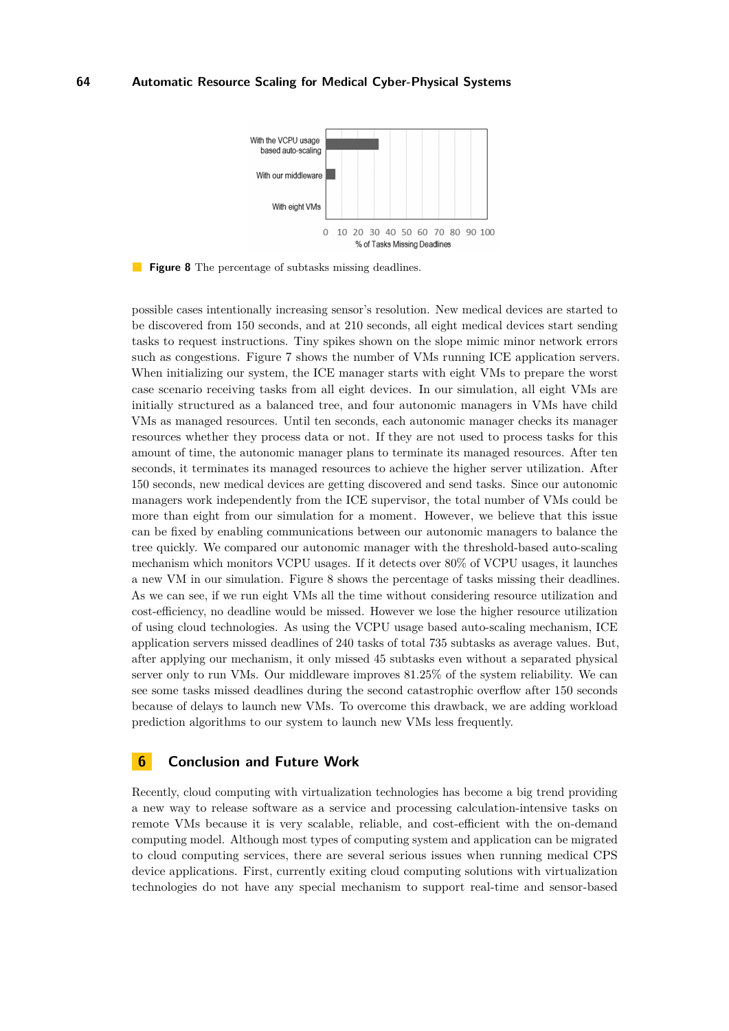**Figure 8** The percentage of subtasks missing deadlines.

possible cases intentionally increasing sensor's resolution. New medical devices are started to be discovered from 150 seconds, and at 210 seconds, all eight medical devices start sending tasks to request instructions. Tiny spikes shown on the slope mimic minor network errors such as congestions. Figure 7 shows the number of VMs running ICE application servers. When initializing our system, the ICE manager starts with eight VMs to prepare the worst case scenario receiving tasks from all eight devices. In our simulation, all eight VMs are initially structured as a balanced tree, and four autonomic managers in VMs have child VMs as managed resources. Until ten seconds, each autonomic manager checks its manager resources whether they process data or not. If they are not used to process tasks for this amount of time, the autonomic manager plans to terminate its managed resources. After ten seconds, it terminates its managed resources to achieve the higher server utilization. After 150 seconds, new medical devices are getting discovered and send tasks. Since our autonomic managers work independently from the ICE supervisor, the total number of VMs could be more than eight from our simulation for a moment. However, we believe that this issue can be fixed by enabling communications between our autonomic managers to balance the tree quickly. We compared our autonomic manager with the threshold-based auto-scaling mechanism which monitors VCPU usages. If it detects over 80% of VCPU usages, it launches a new VM in our simulation. Figure 8 shows the percentage of tasks missing their deadlines. As we can see, if we run eight VMs all the time without considering resource utilization and cost-efficiency, no deadline would be missed. However we lose the higher resource utilization of using cloud technologies. As using the VCPU usage based auto-scaling mechanism, ICE application servers missed deadlines of 240 tasks of total 735 subtasks as average values. But, after applying our mechanism, it only missed 45 subtasks even without a separated physical server only to run VMs. Our middleware improves 81.25% of the system reliability. We can see some tasks missed deadlines during the second catastrophic overflow after 150 seconds because of delays to launch new VMs. To overcome this drawback, we are adding workload prediction algorithms to our system to launch new VMs less frequently.

## 6 Conclusion and Future Work

Recently, cloud computing with virtualization technologies has become a big trend providing a new way to release software as a service and processing calculation-intensive tasks on remote VMs because it is very scalable, reliable, and cost-efficient with the on-demand computing model. Although most types of computing system and application can be migrated to cloud computing services, there are several serious issues when running medical CPS device applications. First, currently exiting cloud computing solutions with virtualization technologies do not have any special mechanism to support real-time and sensor-based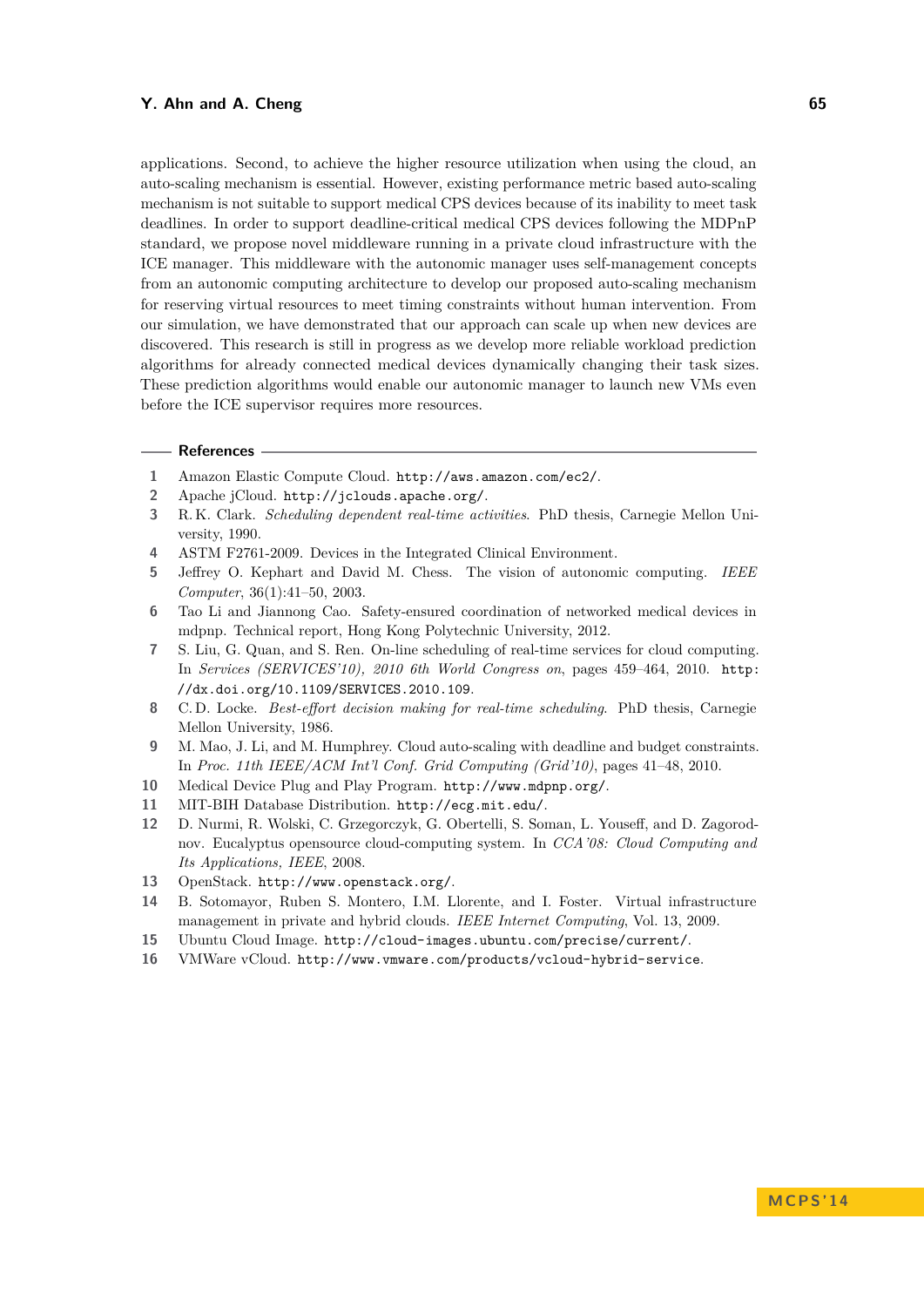applications. Second, to achieve the higher resource utilization when using the cloud, an auto-scaling mechanism is essential. However, existing performance metric based auto-scaling mechanism is not suitable to support medical CPS devices because of its inability to meet task deadlines. In order to support deadline-critical medical CPS devices following the MDPnP standard, we propose novel middleware running in a private cloud infrastructure with the ICE manager. This middleware with the autonomic manager uses self-management concepts from an autonomic computing architecture to develop our proposed auto-scaling mechanism for reserving virtual resources to meet timing constraints without human intervention. From our simulation, we have demonstrated that our approach can scale up when new devices are discovered. This research is still in progress as we develop more reliable workload prediction algorithms for already connected medical devices dynamically changing their task sizes. These prediction algorithms would enable our autonomic manager to launch new VMs even before the ICE supervisor requires more resources.

## References

1. Amazon Elastic Compute Cloud. http://aws.amazon.com/ec2/.
2. Apache jCloud. http://jclouds.apache.org/.
3. R. K. Clark. *Scheduling dependent real-time activities*. PhD thesis, Carnegie Mellon University, 1990.
4. ASTM F2761-2009. Devices in the Integrated Clinical Environment.
5. Jeffrey O. Kephart and David M. Chess. The vision of autonomic computing. *IEEE Computer*, 36(1):41–50, 2003.
6. Tao Li and Jiannong Cao. Safety-ensured coordination of networked medical devices in mdpnp. Technical report, Hong Kong Polytechnic University, 2012.
7. S. Liu, G. Quan, and S. Ren. On-line scheduling of real-time services for cloud computing. In *Services (SERVICES'10), 2010 6th World Congress on*, pages 459–464, 2010. http://dx.doi.org/10.1109/SERVICES.2010.109.
8. C. D. Locke. *Best-effort decision making for real-time scheduling*. PhD thesis, Carnegie Mellon University, 1986.
9. M. Mao, J. Li, and M. Humphrey. Cloud auto-scaling with deadline and budget constraints. In *Proc. 11th IEEE/ACM Int'l Conf. Grid Computing (Grid'10)*, pages 41–48, 2010.
10. Medical Device Plug and Play Program. http://www.mdpnp.org/.
11. MIT-BIH Database Distribution. http://ecg.mit.edu/.
12. D. Nurmi, R. Wolski, C. Grzegorczyk, G. Obertelli, S. Soman, L. Youseff, and D. Zagorodnov. Eucalyptus opensource cloud-computing system. In *CCA'08: Cloud Computing and Its Applications, IEEE*, 2008.
13. OpenStack. http://www.openstack.org/.
14. B. Sotomayor, Ruben S. Montero, I.M. Llorente, and I. Foster. Virtual infrastructure management in private and hybrid clouds. *IEEE Internet Computing*, Vol. 13, 2009.
15. Ubuntu Cloud Image. http://cloud-images.ubuntu.com/precise/current/.
16. VMWare vCloud. http://www.vmware.com/products/vcloud-hybrid-service.